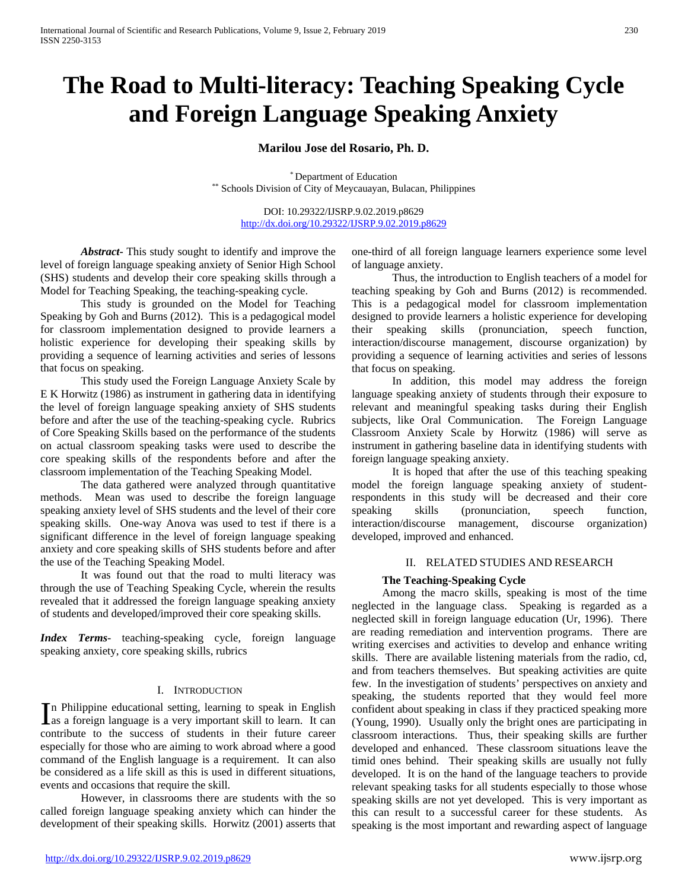# The Road to Multi-literacy: Teaching Speaking Cycle and Foreign Language Speaking Anxiety

**Marilou Jose del Rosario, Ph. D.**

[*] Department of Education
[**] Schools Division of City of Meycauayan, Bulacan, Philippines

DOI: 10.29322/IJSRP.9.02.2019.p8629
http://dx.doi.org/10.29322/IJSRP.9.02.2019.p8629

***Abstract***- This study sought to identify and improve the level of foreign language speaking anxiety of Senior High School (SHS) students and develop their core speaking skills through a Model for Teaching Speaking, the teaching-speaking cycle.

This study is grounded on the Model for Teaching Speaking by Goh and Burns (2012). This is a pedagogical model for classroom implementation designed to provide learners a holistic experience for developing their speaking skills by providing a sequence of learning activities and series of lessons that focus on speaking.

This study used the Foreign Language Anxiety Scale by E K Horwitz (1986) as instrument in gathering data in identifying the level of foreign language speaking anxiety of SHS students before and after the use of the teaching-speaking cycle. Rubrics of Core Speaking Skills based on the performance of the students on actual classroom speaking tasks were used to describe the core speaking skills of the respondents before and after the classroom implementation of the Teaching Speaking Model.

The data gathered were analyzed through quantitative methods. Mean was used to describe the foreign language speaking anxiety level of SHS students and the level of their core speaking skills. One-way Anova was used to test if there is a significant difference in the level of foreign language speaking anxiety and core speaking skills of SHS students before and after the use of the Teaching Speaking Model.

It was found out that the road to multi literacy was through the use of Teaching Speaking Cycle, wherein the results revealed that it addressed the foreign language speaking anxiety of students and developed/improved their core speaking skills.

***Index Terms***- teaching-speaking cycle, foreign language speaking anxiety, core speaking skills, rubrics

## I. Introduction

In Philippine educational setting, learning to speak in English as a foreign language is a very important skill to learn. It can contribute to the success of students in their future career especially for those who are aiming to work abroad where a good command of the English language is a requirement. It can also be considered as a life skill as this is used in different situations, events and occasions that require the skill.

However, in classrooms there are students with the so called foreign language speaking anxiety which can hinder the development of their speaking skills. Horwitz (2001) asserts that one-third of all foreign language learners experience some level of language anxiety.

Thus, the introduction to English teachers of a model for teaching speaking by Goh and Burns (2012) is recommended. This is a pedagogical model for classroom implementation designed to provide learners a holistic experience for developing their speaking skills (pronunciation, speech function, interaction/discourse management, discourse organization) by providing a sequence of learning activities and series of lessons that focus on speaking.

In addition, this model may address the foreign language speaking anxiety of students through their exposure to relevant and meaningful speaking tasks during their English subjects, like Oral Communication. The Foreign Language Classroom Anxiety Scale by Horwitz (1986) will serve as instrument in gathering baseline data in identifying students with foreign language speaking anxiety.

It is hoped that after the use of this teaching speaking model the foreign language speaking anxiety of student-respondents in this study will be decreased and their core speaking skills (pronunciation, speech function, interaction/discourse management, discourse organization) developed, improved and enhanced.

## II. Related Studies and Research

### The Teaching-Speaking Cycle

Among the macro skills, speaking is most of the time neglected in the language class. Speaking is regarded as a neglected skill in foreign language education (Ur, 1996). There are reading remediation and intervention programs. There are writing exercises and activities to develop and enhance writing skills. There are available listening materials from the radio, cd, and from teachers themselves. But speaking activities are quite few. In the investigation of students' perspectives on anxiety and speaking, the students reported that they would feel more confident about speaking in class if they practiced speaking more (Young, 1990). Usually only the bright ones are participating in classroom interactions. Thus, their speaking skills are further developed and enhanced. These classroom situations leave the timid ones behind. Their speaking skills are usually not fully developed. It is on the hand of the language teachers to provide relevant speaking tasks for all students especially to those whose speaking skills are not yet developed. This is very important as this can result to a successful career for these students. As speaking is the most important and rewarding aspect of language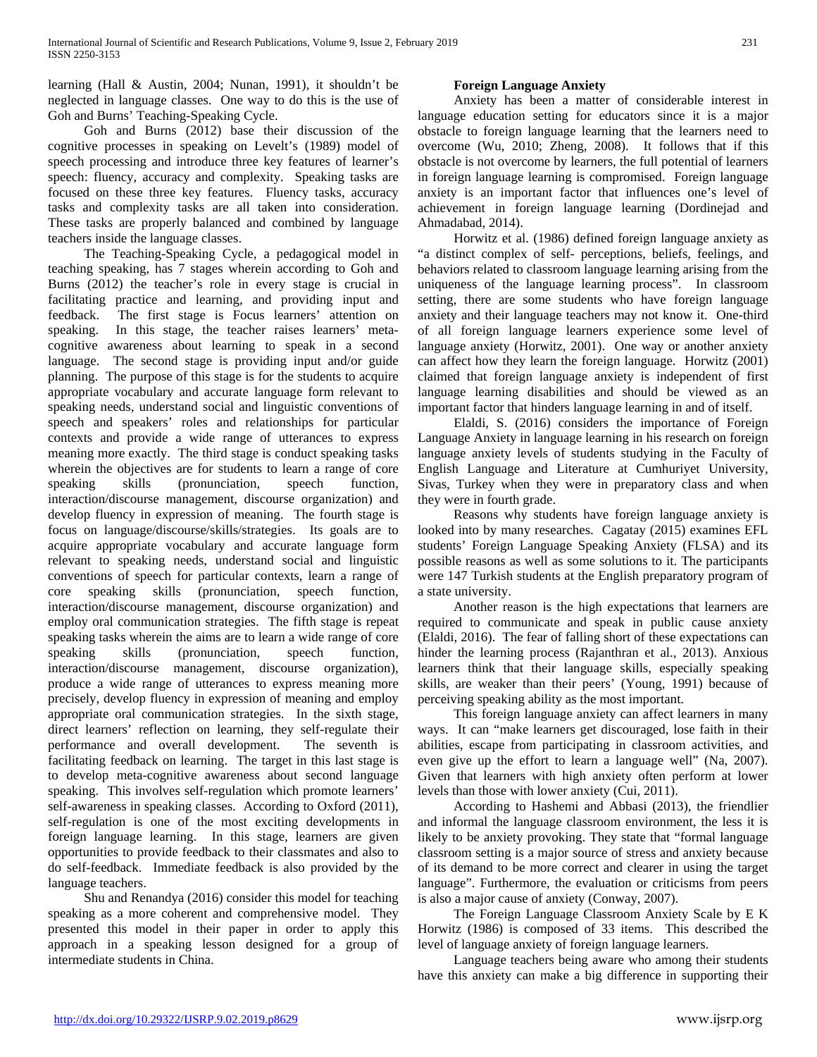learning (Hall & Austin, 2004; Nunan, 1991), it shouldn't be neglected in language classes. One way to do this is the use of Goh and Burns' Teaching-Speaking Cycle.

Goh and Burns (2012) base their discussion of the cognitive processes in speaking on Levelt's (1989) model of speech processing and introduce three key features of learner's speech: fluency, accuracy and complexity. Speaking tasks are focused on these three key features. Fluency tasks, accuracy tasks and complexity tasks are all taken into consideration. These tasks are properly balanced and combined by language teachers inside the language classes.

The Teaching-Speaking Cycle, a pedagogical model in teaching speaking, has 7 stages wherein according to Goh and Burns (2012) the teacher's role in every stage is crucial in facilitating practice and learning, and providing input and feedback. The first stage is Focus learners' attention on speaking. In this stage, the teacher raises learners' meta-cognitive awareness about learning to speak in a second language. The second stage is providing input and/or guide planning. The purpose of this stage is for the students to acquire appropriate vocabulary and accurate language form relevant to speaking needs, understand social and linguistic conventions of speech and speakers' roles and relationships for particular contexts and provide a wide range of utterances to express meaning more exactly. The third stage is conduct speaking tasks wherein the objectives are for students to learn a range of core speaking skills (pronunciation, speech function, interaction/discourse management, discourse organization) and develop fluency in expression of meaning. The fourth stage is focus on language/discourse/skills/strategies. Its goals are to acquire appropriate vocabulary and accurate language form relevant to speaking needs, understand social and linguistic conventions of speech for particular contexts, learn a range of core speaking skills (pronunciation, speech function, interaction/discourse management, discourse organization) and employ oral communication strategies. The fifth stage is repeat speaking tasks wherein the aims are to learn a wide range of core speaking skills (pronunciation, speech function, interaction/discourse management, discourse organization), produce a wide range of utterances to express meaning more precisely, develop fluency in expression of meaning and employ appropriate oral communication strategies. In the sixth stage, direct learners' reflection on learning, they self-regulate their performance and overall development. The seventh is facilitating feedback on learning. The target in this last stage is to develop meta-cognitive awareness about second language speaking. This involves self-regulation which promote learners' self-awareness in speaking classes. According to Oxford (2011), self-regulation is one of the most exciting developments in foreign language learning. In this stage, learners are given opportunities to provide feedback to their classmates and also to do self-feedback. Immediate feedback is also provided by the language teachers.

Shu and Renandya (2016) consider this model for teaching speaking as a more coherent and comprehensive model. They presented this model in their paper in order to apply this approach in a speaking lesson designed for a group of intermediate students in China.

**Foreign Language Anxiety**

Anxiety has been a matter of considerable interest in language education setting for educators since it is a major obstacle to foreign language learning that the learners need to overcome (Wu, 2010; Zheng, 2008). It follows that if this obstacle is not overcome by learners, the full potential of learners in foreign language learning is compromised. Foreign language anxiety is an important factor that influences one's level of achievement in foreign language learning (Dordinejad and Ahmadabad, 2014).

Horwitz et al. (1986) defined foreign language anxiety as "a distinct complex of self- perceptions, beliefs, feelings, and behaviors related to classroom language learning arising from the uniqueness of the language learning process". In classroom setting, there are some students who have foreign language anxiety and their language teachers may not know it. One-third of all foreign language learners experience some level of language anxiety (Horwitz, 2001). One way or another anxiety can affect how they learn the foreign language. Horwitz (2001) claimed that foreign language anxiety is independent of first language learning disabilities and should be viewed as an important factor that hinders language learning in and of itself.

Elaldi, S. (2016) considers the importance of Foreign Language Anxiety in language learning in his research on foreign language anxiety levels of students studying in the Faculty of English Language and Literature at Cumhuriyet University, Sivas, Turkey when they were in preparatory class and when they were in fourth grade.

Reasons why students have foreign language anxiety is looked into by many researches. Cagatay (2015) examines EFL students' Foreign Language Speaking Anxiety (FLSA) and its possible reasons as well as some solutions to it. The participants were 147 Turkish students at the English preparatory program of a state university.

Another reason is the high expectations that learners are required to communicate and speak in public cause anxiety (Elaldi, 2016). The fear of falling short of these expectations can hinder the learning process (Rajanthran et al., 2013). Anxious learners think that their language skills, especially speaking skills, are weaker than their peers' (Young, 1991) because of perceiving speaking ability as the most important.

This foreign language anxiety can affect learners in many ways. It can "make learners get discouraged, lose faith in their abilities, escape from participating in classroom activities, and even give up the effort to learn a language well" (Na, 2007). Given that learners with high anxiety often perform at lower levels than those with lower anxiety (Cui, 2011).

According to Hashemi and Abbasi (2013), the friendlier and informal the language classroom environment, the less it is likely to be anxiety provoking. They state that "formal language classroom setting is a major source of stress and anxiety because of its demand to be more correct and clearer in using the target language". Furthermore, the evaluation or criticisms from peers is also a major cause of anxiety (Conway, 2007).

The Foreign Language Classroom Anxiety Scale by E K Horwitz (1986) is composed of 33 items. This described the level of language anxiety of foreign language learners.

Language teachers being aware who among their students have this anxiety can make a big difference in supporting their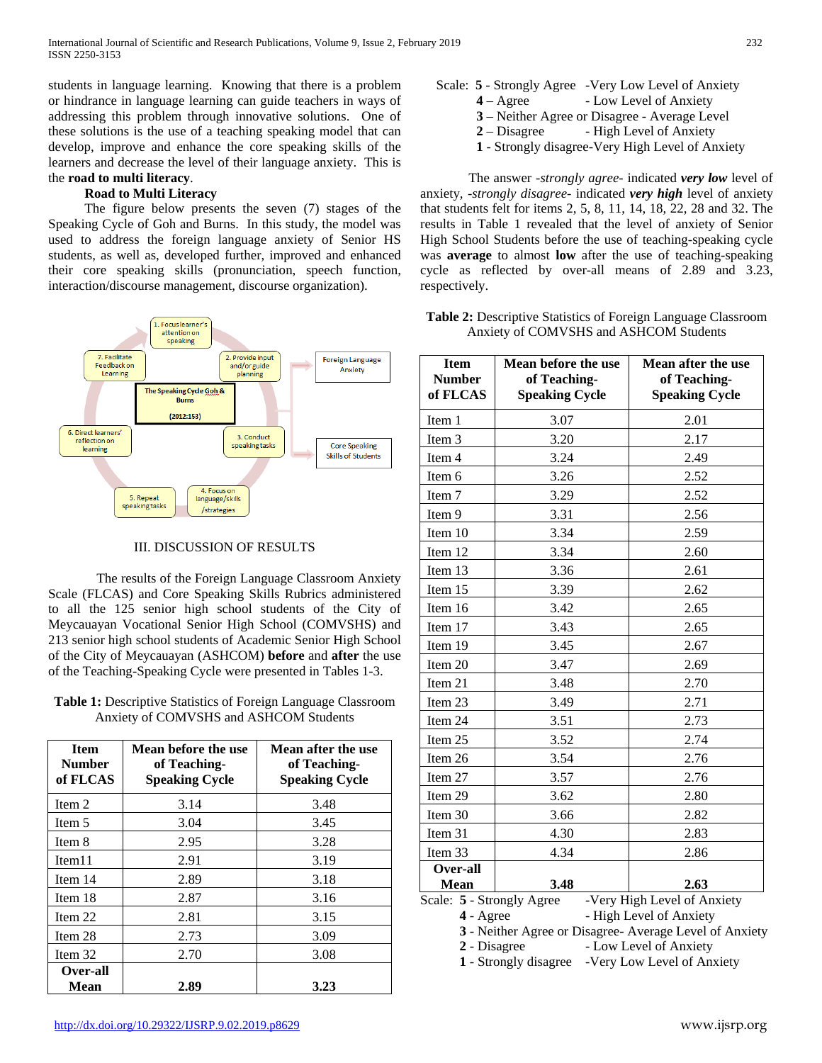students in language learning. Knowing that there is a problem or hindrance in language learning can guide teachers in ways of addressing this problem through innovative solutions. One of these solutions is the use of a teaching speaking model that can develop, improve and enhance the core speaking skills of the learners and decrease the level of their language anxiety. This is the **road to multi literacy**.

**Road to Multi Literacy**

The figure below presents the seven (7) stages of the Speaking Cycle of Goh and Burns. In this study, the model was used to address the foreign language anxiety of Senior HS students, as well as, developed further, improved and enhanced their core speaking skills (pronunciation, speech function, interaction/discourse management, discourse organization).

1. Focus learner's attention on speaking
2. Provide input and/or guide planning
3. Conduct speaking tasks
4. Focus on language/skills /strategies
5. Repeat speaking tasks
6. Direct learners' reflection on learning
7. Facilitate Feedback on Learning

The Speaking Cycle Goh & Burns (2012:153)

Foreign Language Anxiety

Core Speaking Skills of Students

## III. DISCUSSION OF RESULTS

The results of the Foreign Language Classroom Anxiety Scale (FLCAS) and Core Speaking Skills Rubrics administered to all the 125 senior high school students of the City of Meycauayan Vocational Senior High School (COMVSHS) and 213 senior high school students of Academic Senior High School of the City of Meycauayan (ASHCOM) **before** and **after** the use of the Teaching-Speaking Cycle were presented in Tables 1-3.

**Table 1:** Descriptive Statistics of Foreign Language Classroom Anxiety of COMVSHS and ASHCOM Students

| Item Number of FLCAS | Mean before the use of Teaching-Speaking Cycle | Mean after the use of Teaching-Speaking Cycle |
|---|---|---|
| Item 2 | 3.14 | 3.48 |
| Item 5 | 3.04 | 3.45 |
| Item 8 | 2.95 | 3.28 |
| Item11 | 2.91 | 3.19 |
| Item 14 | 2.89 | 3.18 |
| Item 18 | 2.87 | 3.16 |
| Item 22 | 2.81 | 3.15 |
| Item 28 | 2.73 | 3.09 |
| Item 32 | 2.70 | 3.08 |
| **Over-all Mean** | **2.89** | **3.23** |

Scale: **5** - Strongly Agree -Very Low Level of Anxiety
**4** – Agree - Low Level of Anxiety
**3** – Neither Agree or Disagree - Average Level
**2** – Disagree - High Level of Anxiety
**1** - Strongly disagree-Very High Level of Anxiety

The answer -*strongly agree*- indicated ***very low*** level of anxiety, -*strongly disagree*- indicated ***very high*** level of anxiety that students felt for items 2, 5, 8, 11, 14, 18, 22, 28 and 32. The results in Table 1 revealed that the level of anxiety of Senior High School Students before the use of teaching-speaking cycle was **average** to almost **low** after the use of teaching-speaking cycle as reflected by over-all means of 2.89 and 3.23, respectively.

**Table 2:** Descriptive Statistics of Foreign Language Classroom Anxiety of COMVSHS and ASHCOM Students

| Item Number of FLCAS | Mean before the use of Teaching-Speaking Cycle | Mean after the use of Teaching-Speaking Cycle |
|---|---|---|
| Item 1 | 3.07 | 2.01 |
| Item 3 | 3.20 | 2.17 |
| Item 4 | 3.24 | 2.49 |
| Item 6 | 3.26 | 2.52 |
| Item 7 | 3.29 | 2.52 |
| Item 9 | 3.31 | 2.56 |
| Item 10 | 3.34 | 2.59 |
| Item 12 | 3.34 | 2.60 |
| Item 13 | 3.36 | 2.61 |
| Item 15 | 3.39 | 2.62 |
| Item 16 | 3.42 | 2.65 |
| Item 17 | 3.43 | 2.65 |
| Item 19 | 3.45 | 2.67 |
| Item 20 | 3.47 | 2.69 |
| Item 21 | 3.48 | 2.70 |
| Item 23 | 3.49 | 2.71 |
| Item 24 | 3.51 | 2.73 |
| Item 25 | 3.52 | 2.74 |
| Item 26 | 3.54 | 2.76 |
| Item 27 | 3.57 | 2.76 |
| Item 29 | 3.62 | 2.80 |
| Item 30 | 3.66 | 2.82 |
| Item 31 | 4.30 | 2.83 |
| Item 33 | 4.34 | 2.86 |
| **Over-all Mean** | **3.48** | **2.63** |

Scale: **5** - Strongly Agree -Very High Level of Anxiety
**4** - Agree - High Level of Anxiety
**3** - Neither Agree or Disagree- Average Level of Anxiety
**2** - Disagree - Low Level of Anxiety
**1** - Strongly disagree -Very Low Level of Anxiety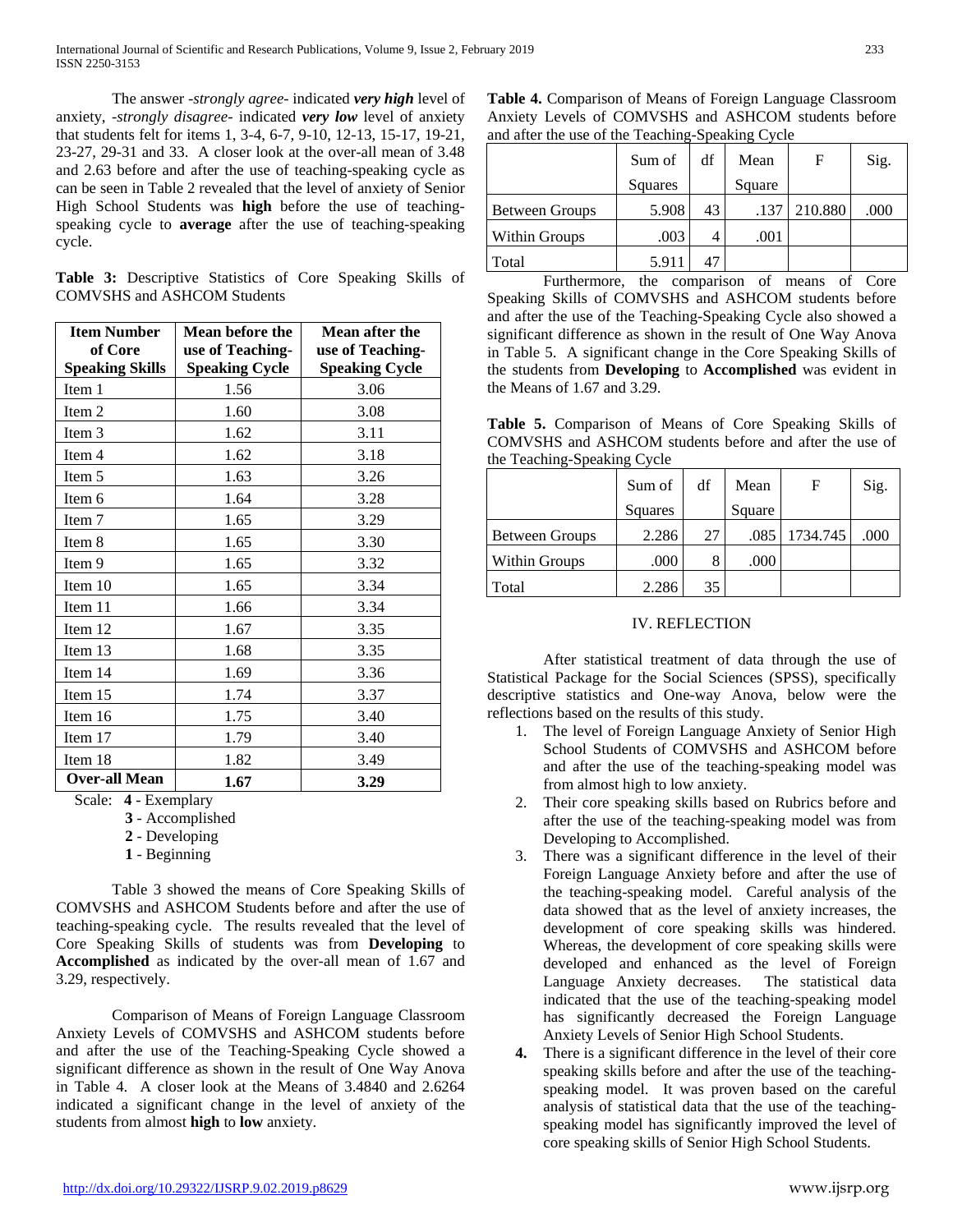The answer -*strongly agree*- indicated ***very high*** level of anxiety, -*strongly disagree*- indicated ***very low*** level of anxiety that students felt for items 1, 3-4, 6-7, 9-10, 12-13, 15-17, 19-21, 23-27, 29-31 and 33. A closer look at the over-all mean of 3.48 and 2.63 before and after the use of teaching-speaking cycle as can be seen in Table 2 revealed that the level of anxiety of Senior High School Students was **high** before the use of teaching-speaking cycle to **average** after the use of teaching-speaking cycle.

**Table 3:** Descriptive Statistics of Core Speaking Skills of COMVSHS and ASHCOM Students

| Item Number of Core Speaking Skills | Mean before the use of Teaching-Speaking Cycle | Mean after the use of Teaching-Speaking Cycle |
|---|---|---|
| Item 1 | 1.56 | 3.06 |
| Item 2 | 1.60 | 3.08 |
| Item 3 | 1.62 | 3.11 |
| Item 4 | 1.62 | 3.18 |
| Item 5 | 1.63 | 3.26 |
| Item 6 | 1.64 | 3.28 |
| Item 7 | 1.65 | 3.29 |
| Item 8 | 1.65 | 3.30 |
| Item 9 | 1.65 | 3.32 |
| Item 10 | 1.65 | 3.34 |
| Item 11 | 1.66 | 3.34 |
| Item 12 | 1.67 | 3.35 |
| Item 13 | 1.68 | 3.35 |
| Item 14 | 1.69 | 3.36 |
| Item 15 | 1.74 | 3.37 |
| Item 16 | 1.75 | 3.40 |
| Item 17 | 1.79 | 3.40 |
| Item 18 | 1.82 | 3.49 |
| **Over-all Mean** | **1.67** | **3.29** |

Scale: **4** - Exemplary
**3** - Accomplished
**2** - Developing
**1** - Beginning

Table 3 showed the means of Core Speaking Skills of COMVSHS and ASHCOM Students before and after the use of teaching-speaking cycle. The results revealed that the level of Core Speaking Skills of students was from **Developing** to **Accomplished** as indicated by the over-all mean of 1.67 and 3.29, respectively.

Comparison of Means of Foreign Language Classroom Anxiety Levels of COMVSHS and ASHCOM students before and after the use of the Teaching-Speaking Cycle showed a significant difference as shown in the result of One Way Anova in Table 4. A closer look at the Means of 3.4840 and 2.6264 indicated a significant change in the level of anxiety of the students from almost **high** to **low** anxiety.

**Table 4.** Comparison of Means of Foreign Language Classroom Anxiety Levels of COMVSHS and ASHCOM students before and after the use of the Teaching-Speaking Cycle

| | Sum of Squares | df | Mean Square | F | Sig. |
|---|---|---|---|---|---|
| Between Groups | 5.908 | 43 | .137 | 210.880 | .000 |
| Within Groups | .003 | 4 | .001 | | |
| Total | 5.911 | 47 | | | |

Furthermore, the comparison of means of Core Speaking Skills of COMVSHS and ASHCOM students before and after the use of the Teaching-Speaking Cycle also showed a significant difference as shown in the result of One Way Anova in Table 5. A significant change in the Core Speaking Skills of the students from **Developing** to **Accomplished** was evident in the Means of 1.67 and 3.29.

**Table 5.** Comparison of Means of Core Speaking Skills of COMVSHS and ASHCOM students before and after the use of the Teaching-Speaking Cycle

| | Sum of Squares | df | Mean Square | F | Sig. |
|---|---|---|---|---|---|
| Between Groups | 2.286 | 27 | .085 | 1734.745 | .000 |
| Within Groups | .000 | 8 | .000 | | |
| Total | 2.286 | 35 | | | |

## IV. REFLECTION

After statistical treatment of data through the use of Statistical Package for the Social Sciences (SPSS), specifically descriptive statistics and One-way Anova, below were the reflections based on the results of this study.

1. The level of Foreign Language Anxiety of Senior High School Students of COMVSHS and ASHCOM before and after the use of the teaching-speaking model was from almost high to low anxiety.
2. Their core speaking skills based on Rubrics before and after the use of the teaching-speaking model was from Developing to Accomplished.
3. There was a significant difference in the level of their Foreign Language Anxiety before and after the use of the teaching-speaking model. Careful analysis of the data showed that as the level of anxiety increases, the development of core speaking skills was hindered. Whereas, the development of core speaking skills were developed and enhanced as the level of Foreign Language Anxiety decreases. The statistical data indicated that the use of the teaching-speaking model has significantly decreased the Foreign Language Anxiety Levels of Senior High School Students.
4. There is a significant difference in the level of their core speaking skills before and after the use of the teaching-speaking model. It was proven based on the careful analysis of statistical data that the use of the teaching-speaking model has significantly improved the level of core speaking skills of Senior High School Students.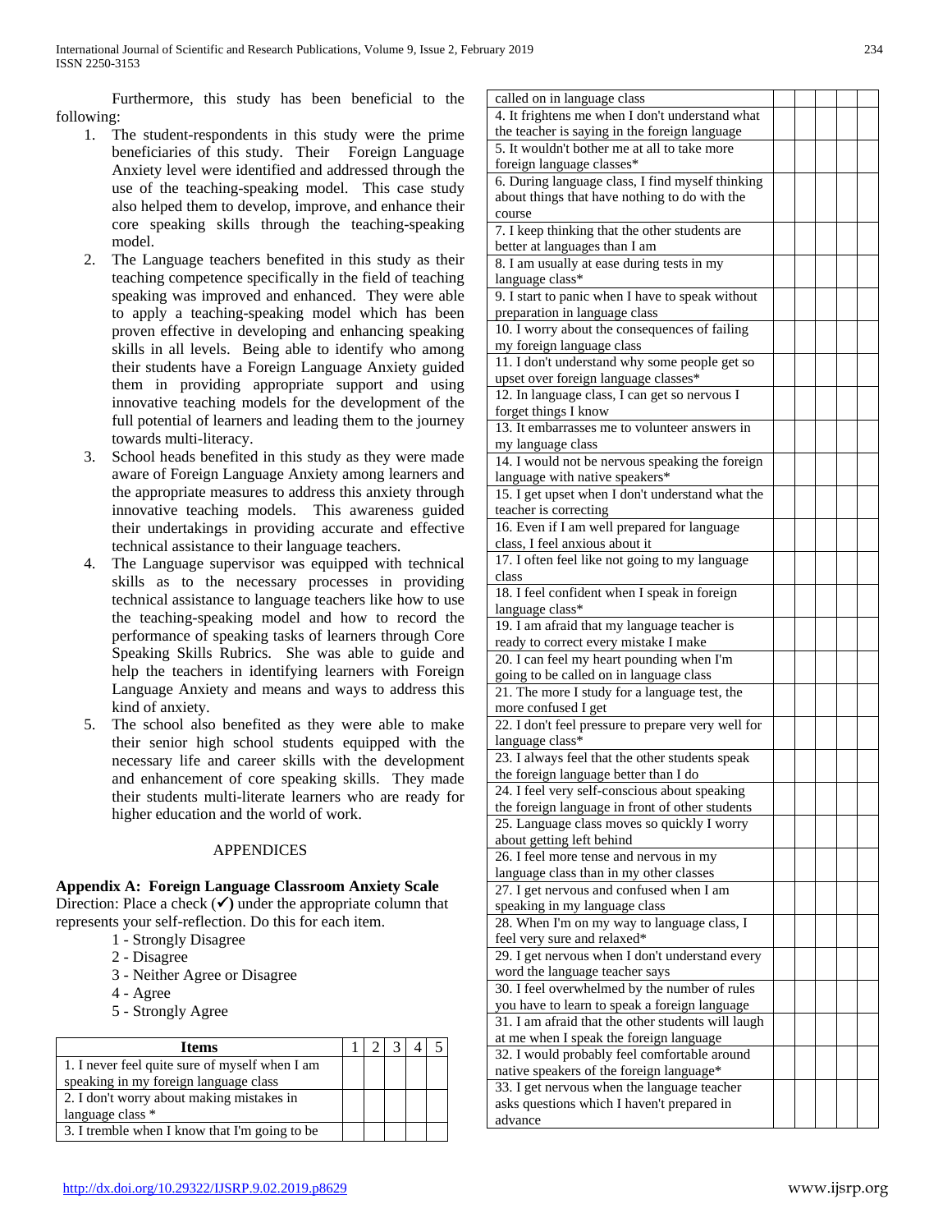Furthermore, this study has been beneficial to the following:

1. The student-respondents in this study were the prime beneficiaries of this study. Their Foreign Language Anxiety level were identified and addressed through the use of the teaching-speaking model. This case study also helped them to develop, improve, and enhance their core speaking skills through the teaching-speaking model.
2. The Language teachers benefited in this study as their teaching competence specifically in the field of teaching speaking was improved and enhanced. They were able to apply a teaching-speaking model which has been proven effective in developing and enhancing speaking skills in all levels. Being able to identify who among their students have a Foreign Language Anxiety guided them in providing appropriate support and using innovative teaching models for the development of the full potential of learners and leading them to the journey towards multi-literacy.
3. School heads benefited in this study as they were made aware of Foreign Language Anxiety among learners and the appropriate measures to address this anxiety through innovative teaching models. This awareness guided their undertakings in providing accurate and effective technical assistance to their language teachers.
4. The Language supervisor was equipped with technical skills as to the necessary processes in providing technical assistance to language teachers like how to use the teaching-speaking model and how to record the performance of speaking tasks of learners through Core Speaking Skills Rubrics. She was able to guide and help the teachers in identifying learners with Foreign Language Anxiety and means and ways to address this kind of anxiety.
5. The school also benefited as they were able to make their senior high school students equipped with the necessary life and career skills with the development and enhancement of core speaking skills. They made their students multi-literate learners who are ready for higher education and the world of work.

## APPENDICES

**Appendix A: Foreign Language Classroom Anxiety Scale**

Direction: Place a check (✓) under the appropriate column that represents your self-reflection. Do this for each item.

1 - Strongly Disagree
2 - Disagree
3 - Neither Agree or Disagree
4 - Agree
5 - Strongly Agree

| Items | 1 | 2 | 3 | 4 | 5 |
|---|---|---|---|---|---|
| 1. I never feel quite sure of myself when I am speaking in my foreign language class | | | | | |
| 2. I don't worry about making mistakes in language class * | | | | | |
| 3. I tremble when I know that I'm going to be called on in language class | | | | | |
| 4. It frightens me when I don't understand what the teacher is saying in the foreign language | | | | | |
| 5. It wouldn't bother me at all to take more foreign language classes* | | | | | |
| 6. During language class, I find myself thinking about things that have nothing to do with the course | | | | | |
| 7. I keep thinking that the other students are better at languages than I am | | | | | |
| 8. I am usually at ease during tests in my language class* | | | | | |
| 9. I start to panic when I have to speak without preparation in language class | | | | | |
| 10. I worry about the consequences of failing my foreign language class | | | | | |
| 11. I don't understand why some people get so upset over foreign language classes* | | | | | |
| 12. In language class, I can get so nervous I forget things I know | | | | | |
| 13. It embarrasses me to volunteer answers in my language class | | | | | |
| 14. I would not be nervous speaking the foreign language with native speakers* | | | | | |
| 15. I get upset when I don't understand what the teacher is correcting | | | | | |
| 16. Even if I am well prepared for language class, I feel anxious about it | | | | | |
| 17. I often feel like not going to my language class | | | | | |
| 18. I feel confident when I speak in foreign language class* | | | | | |
| 19. I am afraid that my language teacher is ready to correct every mistake I make | | | | | |
| 20. I can feel my heart pounding when I'm going to be called on in language class | | | | | |
| 21. The more I study for a language test, the more confused I get | | | | | |
| 22. I don't feel pressure to prepare very well for language class* | | | | | |
| 23. I always feel that the other students speak the foreign language better than I do | | | | | |
| 24. I feel very self-conscious about speaking the foreign language in front of other students | | | | | |
| 25. Language class moves so quickly I worry about getting left behind | | | | | |
| 26. I feel more tense and nervous in my language class than in my other classes | | | | | |
| 27. I get nervous and confused when I am speaking in my language class | | | | | |
| 28. When I'm on my way to language class, I feel very sure and relaxed* | | | | | |
| 29. I get nervous when I don't understand every word the language teacher says | | | | | |
| 30. I feel overwhelmed by the number of rules you have to learn to speak a foreign language | | | | | |
| 31. I am afraid that the other students will laugh at me when I speak the foreign language | | | | | |
| 32. I would probably feel comfortable around native speakers of the foreign language* | | | | | |
| 33. I get nervous when the language teacher asks questions which I haven't prepared in advance | | | | | |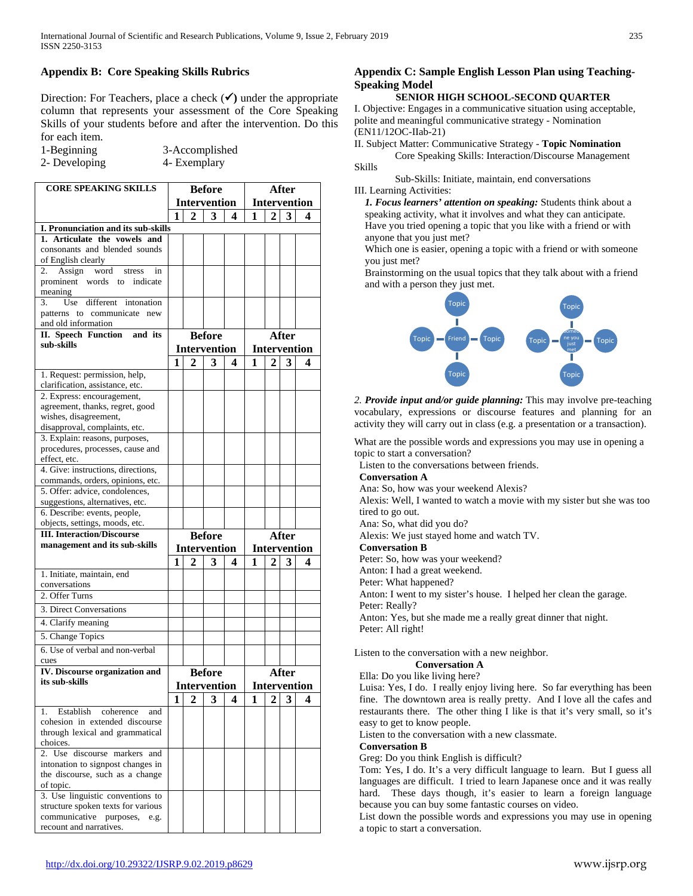## Appendix B: Core Speaking Skills Rubrics

Direction: For Teachers, place a check (✓) under the appropriate column that represents your assessment of the Core Speaking Skills of your students before and after the intervention. Do this for each item.

1-Beginning 3-Accomplished
2- Developing 4- Exemplary

| CORE SPEAKING SKILLS | Before Intervention | | | | After Intervention | | | |
|---|---|---|---|---|---|---|---|---|
| | 1 | 2 | 3 | 4 | 1 | 2 | 3 | 4 |
| **I. Pronunciation and its sub-skills** | | | | | | | | |
| **1. Articulate the vowels and** consonants and blended sounds of English clearly | | | | | | | | |
| 2. Assign word stress in prominent words to indicate meaning | | | | | | | | |
| 3. Use different intonation patterns to communicate new and old information | | | | | | | | |
| **II. Speech Function and its sub-skills** | **Before Intervention** | | | | **After Intervention** | | | |
| | 1 | 2 | 3 | 4 | 1 | 2 | 3 | 4 |
| 1. Request: permission, help, clarification, assistance, etc. | | | | | | | | |
| 2. Express: encouragement, agreement, thanks, regret, good wishes, disagreement, disapproval, complaints, etc. | | | | | | | | |
| 3. Explain: reasons, purposes, procedures, processes, cause and effect, etc. | | | | | | | | |
| 4. Give: instructions, directions, commands, orders, opinions, etc. | | | | | | | | |
| 5. Offer: advice, condolences, suggestions, alternatives, etc. | | | | | | | | |
| 6. Describe: events, people, objects, settings, moods, etc. | | | | | | | | |
| **III. Interaction/Discourse management and its sub-skills** | **Before Intervention** | | | | **After Intervention** | | | |
| | 1 | 2 | 3 | 4 | 1 | 2 | 3 | 4 |
| 1. Initiate, maintain, end conversations | | | | | | | | |
| 2. Offer Turns | | | | | | | | |
| 3. Direct Conversations | | | | | | | | |
| 4. Clarify meaning | | | | | | | | |
| 5. Change Topics | | | | | | | | |
| 6. Use of verbal and non-verbal cues | | | | | | | | |
| **IV. Discourse organization and its sub-skills** | **Before Intervention** | | | | **After Intervention** | | | |
| | 1 | 2 | 3 | 4 | 1 | 2 | 3 | 4 |
| 1. Establish coherence and cohesion in extended discourse through lexical and grammatical choices. | | | | | | | | |
| 2. Use discourse markers and intonation to signpost changes in the discourse, such as a change of topic. | | | | | | | | |
| 3. Use linguistic conventions to structure spoken texts for various communicative purposes, e.g. recount and narratives. | | | | | | | | |

## Appendix C: Sample English Lesson Plan using Teaching-Speaking Model

**SENIOR HIGH SCHOOL-SECOND QUARTER**

I. Objective: Engages in a communicative situation using acceptable, polite and meaningful communicative strategy - Nomination (EN11/12OC-IIab-21)

II. Subject Matter: Communicative Strategy - **Topic Nomination**

Core Speaking Skills: Interaction/Discourse Management Skills

Sub-Skills: Initiate, maintain, end conversations

III. Learning Activities:

***1. Focus learners' attention on speaking:*** Students think about a speaking activity, what it involves and what they can anticipate.

Have you tried opening a topic that you like with a friend or with anyone that you just met?

Which one is easier, opening a topic with a friend or with someone you just met?

Brainstorming on the usual topics that they talk about with a friend and with a person they just met.

Topic — Friend — Topic (with Topic above and below) &nbsp;&nbsp;&nbsp; Topic — Someone you just met — Topic (with Topic above and below)

*2. **Provide input and/or guide planning:*** This may involve pre-teaching vocabulary, expressions or discourse features and planning for an activity they will carry out in class (e.g. a presentation or a transaction).

What are the possible words and expressions you may use in opening a topic to start a conversation?

Listen to the conversations between friends.

**Conversation A**

Ana: So, how was your weekend Alexis?

Alexis: Well, I wanted to watch a movie with my sister but she was too tired to go out.

Ana: So, what did you do?

Alexis: We just stayed home and watch TV.

**Conversation B**

Peter: So, how was your weekend?

Anton: I had a great weekend.

Peter: What happened?

Anton: I went to my sister's house. I helped her clean the garage.

Peter: Really?

Anton: Yes, but she made me a really great dinner that night.

Peter: All right!

Listen to the conversation with a new neighbor.

**Conversation A**

Ella: Do you like living here?

Luisa: Yes, I do. I really enjoy living here. So far everything has been fine. The downtown area is really pretty. And I love all the cafes and restaurants there. The other thing I like is that it's very small, so it's easy to get to know people.

Listen to the conversation with a new classmate.

**Conversation B**

Greg: Do you think English is difficult?

Tom: Yes, I do. It's a very difficult language to learn. But I guess all languages are difficult. I tried to learn Japanese once and it was really hard. These days though, it's easier to learn a foreign language because you can buy some fantastic courses on video.

List down the possible words and expressions you may use in opening a topic to start a conversation.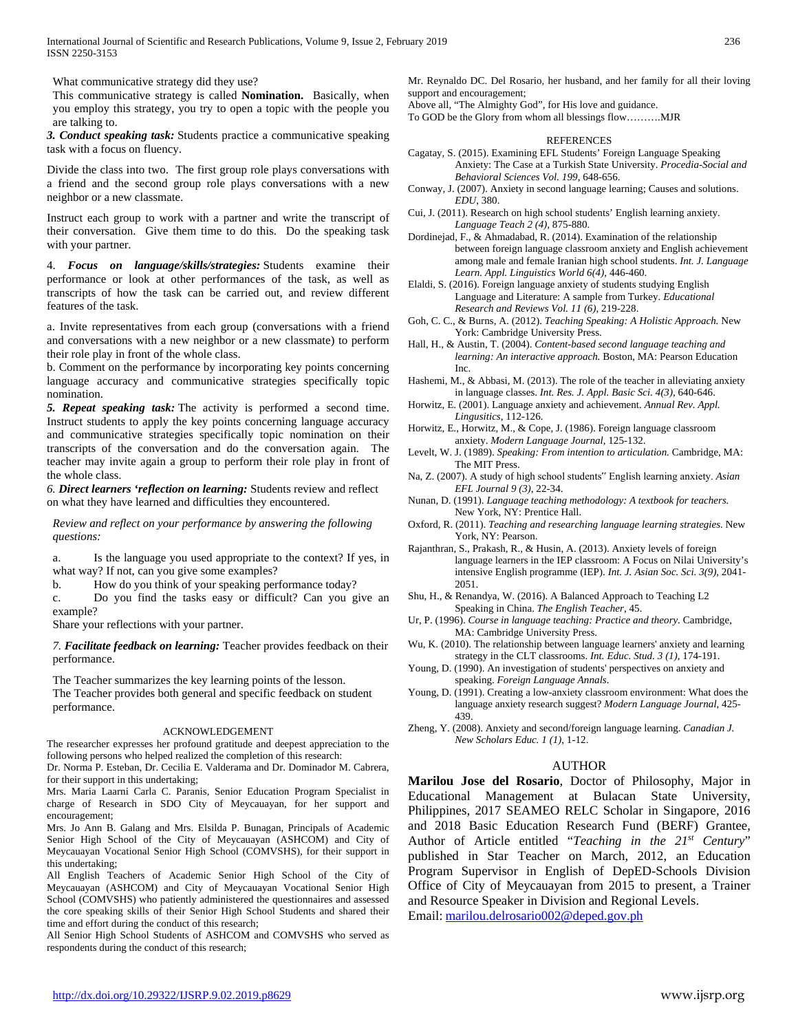What communicative strategy did they use?

This communicative strategy is called **Nomination.** Basically, when you employ this strategy, you try to open a topic with the people you are talking to.

***3. Conduct speaking task:*** Students practice a communicative speaking task with a focus on fluency.

Divide the class into two. The first group role plays conversations with a friend and the second group role plays conversations with a new neighbor or a new classmate.

Instruct each group to work with a partner and write the transcript of their conversation. Give them time to do this. Do the speaking task with your partner.

4. ***Focus on language/skills/strategies:*** Students examine their performance or look at other performances of the task, as well as transcripts of how the task can be carried out, and review different features of the task.

a. Invite representatives from each group (conversations with a friend and conversations with a new neighbor or a new classmate) to perform their role play in front of the whole class.

b. Comment on the performance by incorporating key points concerning language accuracy and communicative strategies specifically topic nomination.

***5. Repeat speaking task:*** The activity is performed a second time. Instruct students to apply the key points concerning language accuracy and communicative strategies specifically topic nomination on their transcripts of the conversation and do the conversation again. The teacher may invite again a group to perform their role play in front of the whole class.

*6.* ***Direct learners 'reflection on learning:*** Students review and reflect on what they have learned and difficulties they encountered.

*Review and reflect on your performance by answering the following questions:*

a. Is the language you used appropriate to the context? If yes, in what way? If not, can you give some examples?

b. How do you think of your speaking performance today?

c. Do you find the tasks easy or difficult? Can you give an example?

Share your reflections with your partner.

*7.* ***Facilitate feedback on learning:*** Teacher provides feedback on their performance.

The Teacher summarizes the key learning points of the lesson.

The Teacher provides both general and specific feedback on student performance.

## ACKNOWLEDGEMENT

The researcher expresses her profound gratitude and deepest appreciation to the following persons who helped realized the completion of this research:

Dr. Norma P. Esteban, Dr. Cecilia E. Valderama and Dr. Dominador M. Cabrera, for their support in this undertaking;

Mrs. Maria Laarni Carla C. Paranis, Senior Education Program Specialist in charge of Research in SDO City of Meycauayan, for her support and encouragement;

Mrs. Jo Ann B. Galang and Mrs. Elsilda P. Bunagan, Principals of Academic Senior High School of the City of Meycauayan (ASHCOM) and City of Meycauayan Vocational Senior High School (COMVSHS), for their support in this undertaking;

All English Teachers of Academic Senior High School of the City of Meycauayan (ASHCOM) and City of Meycauayan Vocational Senior High School (COMVSHS) who patiently administered the questionnaires and assessed the core speaking skills of their Senior High School Students and shared their time and effort during the conduct of this research;

All Senior High School Students of ASHCOM and COMVSHS who served as respondents during the conduct of this research;

Mr. Reynaldo DC. Del Rosario, her husband, and her family for all their loving support and encouragement;

Above all, "The Almighty God", for His love and guidance.

To GOD be the Glory from whom all blessings flow……….MJR

## REFERENCES

Cagatay, S. (2015). Examining EFL Students' Foreign Language Speaking Anxiety: The Case at a Turkish State University. *Procedia-Social and Behavioral Sciences Vol. 199*, 648-656.

Conway, J. (2007). Anxiety in second language learning; Causes and solutions. *EDU*, 380.

Cui, J. (2011). Research on high school students' English learning anxiety. *Language Teach 2 (4)*, 875-880.

Dordinejad, F., & Ahmadabad, R. (2014). Examination of the relationship between foreign language classroom anxiety and English achievement among male and female Iranian high school students. *Int. J. Language Learn. Appl. Linguistics World 6(4)*, 446-460.

Elaldi, S. (2016). Foreign language anxiety of students studying English Language and Literature: A sample from Turkey. *Educational Research and Reviews Vol. 11 (6)*, 219-228.

Goh, C. C., & Burns, A. (2012). *Teaching Speaking: A Holistic Approach.* New York: Cambridge University Press.

Hall, H., & Austin, T. (2004). *Content-based second language teaching and learning: An interactive approach.* Boston, MA: Pearson Education Inc.

Hashemi, M., & Abbasi, M. (2013). The role of the teacher in alleviating anxiety in language classes. *Int. Res. J. Appl. Basic Sci. 4(3)*, 640-646.

Horwitz, E. (2001). Language anxiety and achievement. *Annual Rev. Appl. Lingusitics*, 112-126.

Horwitz, E., Horwitz, M., & Cope, J. (1986). Foreign language classroom anxiety. *Modern Language Journal*, 125-132.

Levelt, W. J. (1989). *Speaking: From intention to articulation.* Cambridge, MA: The MIT Press.

Na, Z. (2007). A study of high school students" English learning anxiety. *Asian EFL Journal 9 (3)*, 22-34.

Nunan, D. (1991). *Language teaching methodology: A textbook for teachers.* New York, NY: Prentice Hall.

Oxford, R. (2011). *Teaching and researching language learning strategies.* New York, NY: Pearson.

Rajanthran, S., Prakash, R., & Husin, A. (2013). Anxiety levels of foreign language learners in the IEP classroom: A Focus on Nilai University's intensive English programme (IEP). *Int. J. Asian Soc. Sci. 3(9)*, 2041-2051.

Shu, H., & Renandya, W. (2016). A Balanced Approach to Teaching L2 Speaking in China. *The English Teacher*, 45.

Ur, P. (1996). *Course in language teaching: Practice and theory.* Cambridge, MA: Cambridge University Press.

Wu, K. (2010). The relationship between language learners' anxiety and learning strategy in the CLT classrooms. *Int. Educ. Stud. 3 (1)*, 174-191.

Young, D. (1990). An investigation of students' perspectives on anxiety and speaking. *Foreign Language Annals*.

Young, D. (1991). Creating a low-anxiety classroom environment: What does the language anxiety research suggest? *Modern Language Journal*, 425-439.

Zheng, Y. (2008). Anxiety and second/foreign language learning. *Canadian J. New Scholars Educ. 1 (1)*, 1-12.

## AUTHOR

**Marilou Jose del Rosario**, Doctor of Philosophy, Major in Educational Management at Bulacan State University, Philippines, 2017 SEAMEO RELC Scholar in Singapore, 2016 and 2018 Basic Education Research Fund (BERF) Grantee, Author of Article entitled "*Teaching in the 21st Century*" published in Star Teacher on March, 2012, an Education Program Supervisor in English of DepED-Schools Division Office of City of Meycauayan from 2015 to present, a Trainer and Resource Speaker in Division and Regional Levels.

Email: marilou.delrosario002@deped.gov.ph